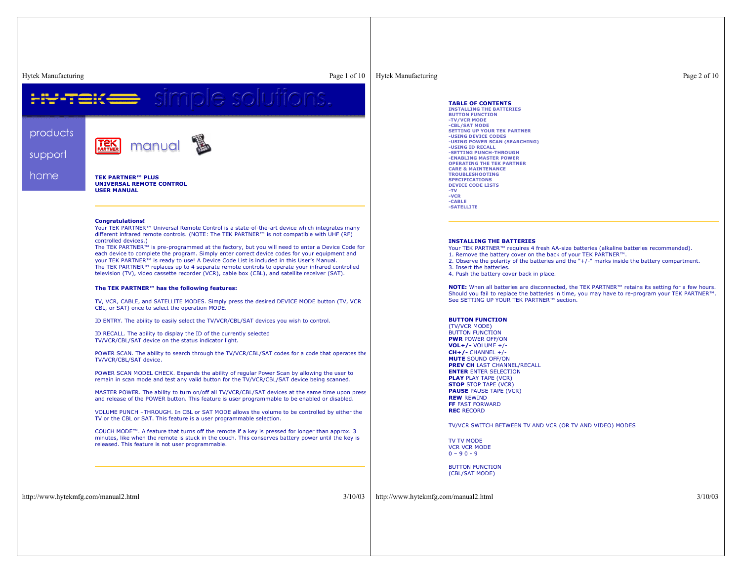products

support

home

manual

**TEK PARTNER™ PLUS**
**UNIVERSAL REMOTE CONTROL**
**USER MANUAL**

---

**Congratulations!**
Your TEK PARTNER™ Universal Remote Control is a state-of-the-art device which integrates many different infrared remote controls. (NOTE: The TEK PARTNER™ is not compatible with UHF (RF) controlled devices.)
The TEK PARTNER™ is pre-programmed at the factory, but you will need to enter a Device Code for each device to complete the program. Simply enter correct device codes for your equipment and your TEK PARTNER™ is ready to use! A Device Code List is included in this User's Manual.
The TEK PARTNER™ replaces up to 4 separate remote controls to operate your infrared controlled television (TV), video cassette recorder (VCR), cable box (CBL), and satellite receiver (SAT).

**The TEK PARTNER™ has the following features:**

TV, VCR, CABLE, and SATELLITE MODES. Simply press the desired DEVICE MODE button (TV, VCR CBL, or SAT) once to select the operation MODE.

ID ENTRY. The ability to easily select the TV/VCR/CBL/SAT devices you wish to control.

ID RECALL. The ability to display the ID of the currently selected TV/VCR/CBL/SAT device on the status indicator light.

POWER SCAN. The ability to search through the TV/VCR/CBL/SAT codes for a code that operates the TV/VCR/CBL/SAT device.

POWER SCAN MODEL CHECK. Expands the ability of regular Power Scan by allowing the user to remain in scan mode and test any valid button for the TV/VCR/CBL/SAT device being scanned.

MASTER POWER. The ability to turn on/off all TV/VCR/CBL/SAT devices at the same time upon press and release of the POWER button. This feature is user programmable to be enabled or disabled.

VOLUME PUNCH –THROUGH. In CBL or SAT MODE allows the volume to be controlled by either the TV or the CBL or SAT. This feature is a user programmable selection.

COUCH MODE™. A feature that turns off the remote if a key is pressed for longer than approx. 3 minutes, like when the remote is stuck in the couch. This conserves battery power until the key is released. This feature is not user programmable.

---

**TABLE OF CONTENTS**
INSTALLING THE BATTERIES
BUTTON FUNCTION
-TV/VCR MODE
-CBL/SAT MODE
SETTING UP YOUR TEK PARTNER
-USING DEVICE CODES
-USING POWER SCAN (SEARCHING)
-USING ID RECALL
-SETTING PUNCH-THROUGH
-ENABLING MASTER POWER
OPERATING THE TEK PARTNER
CARE & MAINTENANCE
TROUBLESHOOTING
SPECIFICATIONS
DEVICE CODE LISTS
-TV
-VCR
-CABLE
-SATELLITE

---

**INSTALLING THE BATTERIES**
Your TEK PARTNER™ requires 4 fresh AA-size batteries (alkaline batteries recommended).
1. Remove the battery cover on the back of your TEK PARTNER™.
2. Observe the polarity of the batteries and the "+/-" marks inside the battery compartment.
3. Insert the batteries.
4. Push the battery cover back in place.

**NOTE:** When all batteries are disconnected, the TEK PARTNER™ retains its setting for a few hours. Should you fail to replace the batteries in time, you may have to re-program your TEK PARTNER™. See SETTING UP YOUR TEK PARTNER™ section.

**BUTTON FUNCTION**
(TV/VCR MODE)
BUTTON FUNCTION
**PWR** POWER OFF/ON
**VOL+/-** VOLUME +/-
**CH+/-** CHANNEL +/-
**MUTE** SOUND OFF/ON
**PREV CH** LAST CHANNEL/RECALL
**ENTER** ENTER SELECTION
**PLAY** PLAY TAPE (VCR)
**STOP** STOP TAPE (VCR)
**PAUSE** PAUSE TAPE (VCR)
**REW** REWIND
**FF** FAST FORWARD
**REC** RECORD

TV/VCR SWITCH BETWEEN TV AND VCR (OR TV AND VIDEO) MODES

TV TV MODE
VCR VCR MODE
0 – 9 0 - 9

BUTTON FUNCTION
(CBL/SAT MODE)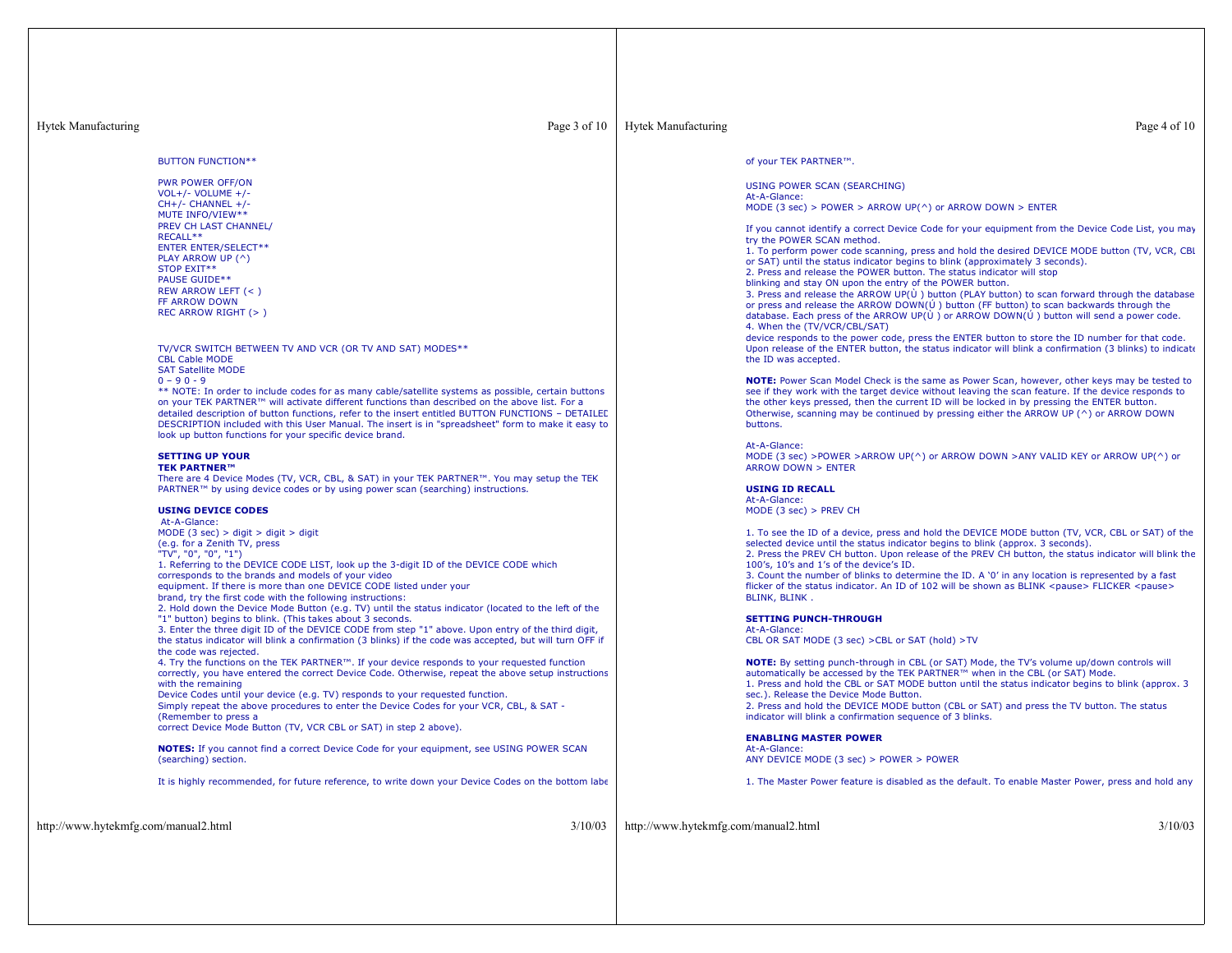BUTTON FUNCTION**

PWR POWER OFF/ON
VOL+/- VOLUME +/-
CH+/- CHANNEL +/-
MUTE INFO/VIEW**
PREV CH LAST CHANNEL/
RECALL**
ENTER ENTER/SELECT**
PLAY ARROW UP (^)
STOP EXIT**
PAUSE GUIDE**
REW ARROW LEFT (< )
FF ARROW DOWN
REC ARROW RIGHT (> )

TV/VCR SWITCH BETWEEN TV AND VCR (OR TV AND SAT) MODES**
CBL Cable MODE
SAT Satellite MODE
0 – 9 0 - 9
** NOTE: In order to include codes for as many cable/satellite systems as possible, certain buttons on your TEK PARTNER™ will activate different functions than described on the above list. For a detailed description of button functions, refer to the insert entitled BUTTON FUNCTIONS – DETAILED DESCRIPTION included with this User Manual. The insert is in "spreadsheet" form to make it easy to look up button functions for your specific device brand.

**SETTING UP YOUR**
**TEK PARTNER™**
There are 4 Device Modes (TV, VCR, CBL, & SAT) in your TEK PARTNER™. You may setup the TEK PARTNER™ by using device codes or by using power scan (searching) instructions.

**USING DEVICE CODES**
At-A-Glance:
MODE (3 sec) > digit > digit > digit
(e.g. for a Zenith TV, press
"TV", "0", "0", "1")
1. Referring to the DEVICE CODE LIST, look up the 3-digit ID of the DEVICE CODE which corresponds to the brands and models of your video
equipment. If there is more than one DEVICE CODE listed under your
brand, try the first code with the following instructions:
2. Hold down the Device Mode Button (e.g. TV) until the status indicator (located to the left of the "1" button) begins to blink. (This takes about 3 seconds.
3. Enter the three digit ID of the DEVICE CODE from step "1" above. Upon entry of the third digit, the status indicator will blink a confirmation (3 blinks) if the code was accepted, but will turn OFF if the code was rejected.
4. Try the functions on the TEK PARTNER™. If your device responds to your requested function correctly, you have entered the correct Device Code. Otherwise, repeat the above setup instructions with the remaining
Device Codes until your device (e.g. TV) responds to your requested function.
Simply repeat the above procedures to enter the Device Codes for your VCR, CBL, & SAT - (Remember to press a
correct Device Mode Button (TV, VCR CBL or SAT) in step 2 above).

**NOTES:** If you cannot find a correct Device Code for your equipment, see USING POWER SCAN (searching) section.

It is highly recommended, for future reference, to write down your Device Codes on the bottom label of your TEK PARTNER™.

USING POWER SCAN (SEARCHING)
At-A-Glance:
MODE (3 sec) > POWER > ARROW UP(^) or ARROW DOWN > ENTER

If you cannot identify a correct Device Code for your equipment from the Device Code List, you may try the POWER SCAN method.
1. To perform power code scanning, press and hold the desired DEVICE MODE button (TV, VCR, CBL or SAT) until the status indicator begins to blink (approximately 3 seconds).
2. Press and release the POWER button. The status indicator will stop
blinking and stay ON upon the entry of the POWER button.
3. Press and release the ARROW UP(Ù ) button (PLAY button) to scan forward through the database or press and release the ARROW DOWN(Ú ) button (FF button) to scan backwards through the database. Each press of the ARROW UP(Ù ) or ARROW DOWN(Ú ) button will send a power code.
4. When the (TV/VCR/CBL/SAT)
device responds to the power code, press the ENTER button to store the ID number for that code. Upon release of the ENTER button, the status indicator will blink a confirmation (3 blinks) to indicate the ID was accepted.

**NOTE:** Power Scan Model Check is the same as Power Scan, however, other keys may be tested to see if they work with the target device without leaving the scan feature. If the device responds to the other keys pressed, then the current ID will be locked in by pressing the ENTER button. Otherwise, scanning may be continued by pressing either the ARROW UP (^) or ARROW DOWN buttons.

At-A-Glance:
MODE (3 sec) >POWER >ARROW UP(^) or ARROW DOWN >ANY VALID KEY or ARROW UP(^) or ARROW DOWN > ENTER

**USING ID RECALL**
At-A-Glance:
MODE (3 sec) > PREV CH

1. To see the ID of a device, press and hold the DEVICE MODE button (TV, VCR, CBL or SAT) of the selected device until the status indicator begins to blink (approx. 3 seconds).
2. Press the PREV CH button. Upon release of the PREV CH button, the status indicator will blink the 100's, 10's and 1's of the device's ID.
3. Count the number of blinks to determine the ID. A '0' in any location is represented by a fast flicker of the status indicator. An ID of 102 will be shown as BLINK <pause> FLICKER <pause> BLINK, BLINK .

**SETTING PUNCH-THROUGH**
At-A-Glance:
CBL OR SAT MODE (3 sec) >CBL or SAT (hold) >TV

**NOTE:** By setting punch-through in CBL (or SAT) Mode, the TV's volume up/down controls will automatically be accessed by the TEK PARTNER™ when in the CBL (or SAT) Mode.
1. Press and hold the CBL or SAT MODE button until the status indicator begins to blink (approx. 3 sec.). Release the Device Mode Button.
2. Press and hold the DEVICE MODE button (CBL or SAT) and press the TV button. The status indicator will blink a confirmation sequence of 3 blinks.

**ENABLING MASTER POWER**
At-A-Glance:
ANY DEVICE MODE (3 sec) > POWER > POWER

1. The Master Power feature is disabled as the default. To enable Master Power, press and hold any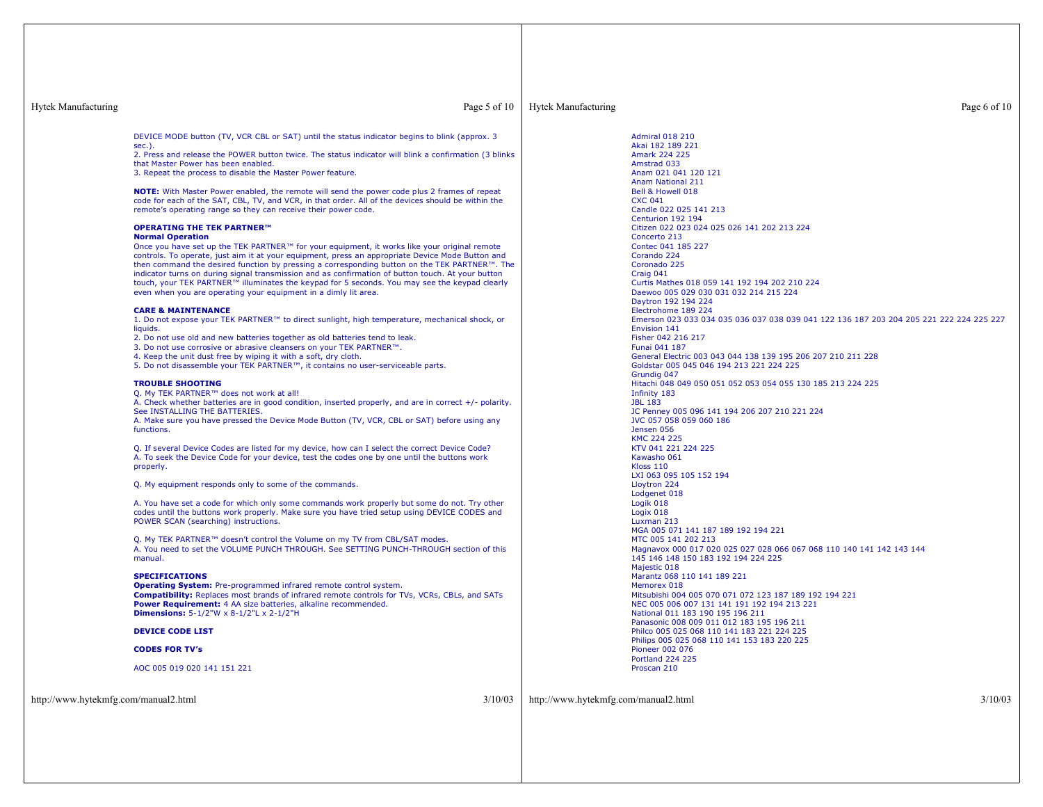DEVICE MODE button (TV, VCR CBL or SAT) until the status indicator begins to blink (approx. 3 sec.).

2. Press and release the POWER button twice. The status indicator will blink a confirmation (3 blinks that Master Power has been enabled.

3. Repeat the process to disable the Master Power feature.

**NOTE:** With Master Power enabled, the remote will send the power code plus 2 frames of repeat code for each of the SAT, CBL, TV, and VCR, in that order. All of the devices should be within the remote's operating range so they can receive their power code.

**OPERATING THE TEK PARTNER™**

**Normal Operation**

Once you have set up the TEK PARTNER™ for your equipment, it works like your original remote controls. To operate, just aim it at your equipment, press an appropriate Device Mode Button and then command the desired function by pressing a corresponding button on the TEK PARTNER™. The indicator turns on during signal transmission and as confirmation of button touch. At your button touch, your TEK PARTNER™ illuminates the keypad for 5 seconds. You may see the keypad clearly even when you are operating your equipment in a dimly lit area.

**CARE & MAINTENANCE**

1. Do not expose your TEK PARTNER™ to direct sunlight, high temperature, mechanical shock, or liquids.
2. Do not use old and new batteries together as old batteries tend to leak.
3. Do not use corrosive or abrasive cleansers on your TEK PARTNER™.
4. Keep the unit dust free by wiping it with a soft, dry cloth.
5. Do not disassemble your TEK PARTNER™, it contains no user-serviceable parts.

**TROUBLE SHOOTING**

Q. My TEK PARTNER™ does not work at all!
A. Check whether batteries are in good condition, inserted properly, and are in correct +/- polarity. See INSTALLING THE BATTERIES.
A. Make sure you have pressed the Device Mode Button (TV, VCR, CBL or SAT) before using any functions.

Q. If several Device Codes are listed for my device, how can I select the correct Device Code?
A. To seek the Device Code for your device, test the codes one by one until the buttons work properly.

Q. My equipment responds only to some of the commands.

A. You have set a code for which only some commands work properly but some do not. Try other codes until the buttons work properly. Make sure you have tried setup using DEVICE CODES and POWER SCAN (searching) instructions.

Q. My TEK PARTNER™ doesn't control the Volume on my TV from CBL/SAT modes.
A. You need to set the VOLUME PUNCH THROUGH. See SETTING PUNCH-THROUGH section of this manual.

**SPECIFICATIONS**

**Operating System:** Pre-programmed infrared remote control system.
**Compatibility:** Replaces most brands of infrared remote controls for TVs, VCRs, CBLs, and SATs
**Power Requirement:** 4 AA size batteries, alkaline recommended.
**Dimensions:** 5-1/2"W x 8-1/2"L x 2-1/2"H

**DEVICE CODE LIST**

**CODES FOR TV's**

AOC 005 019 020 141 151 221
Admiral 018 210
Akai 182 189 221
Amark 224 225
Amstrad 033
Anam 021 041 120 121
Anam National 211
Bell & Howell 018
CXC 041
Candle 022 025 141 213
Centurion 192 194
Citizen 022 023 024 025 026 141 202 213 224
Concerto 213
Contec 041 185 227
Corando 224
Coronado 225
Craig 041
Curtis Mathes 018 059 141 192 194 202 210 224
Daewoo 005 029 030 031 032 214 215 224
Daytron 192 194 224
Electrohome 189 224
Emerson 023 033 034 035 036 037 038 039 041 122 136 187 203 204 205 221 222 224 225 227
Envision 141
Fisher 042 216 217
Funai 041 187
General Electric 003 043 044 138 139 195 206 207 210 211 228
Goldstar 005 045 046 194 213 221 224 225
Grundig 047
Hitachi 048 049 050 051 052 053 054 055 130 185 213 224 225
Infinity 183
JBL 183
JC Penney 005 096 141 194 206 207 210 221 224
JVC 057 058 059 060 186
Jensen 056
KMC 224 225
KTV 041 221 224 225
Kawasho 061
Kloss 110
LXI 063 095 105 152 194
Lloytron 224
Lodgenet 018
Logik 018
Logix 018
Luxman 213
MGA 005 071 141 187 189 192 194 221
MTC 005 141 202 213
Magnavox 000 017 020 025 027 028 066 067 068 110 140 141 142 143 144 145 146 148 150 183 192 194 224 225
Majestic 018
Marantz 068 110 141 189 221
Memorex 018
Mitsubishi 004 005 070 071 072 123 187 189 192 194 221
NEC 005 006 007 131 141 191 192 194 213 221
National 011 183 190 195 196 211
Panasonic 008 009 011 012 183 195 196 211
Philco 005 025 068 110 141 183 221 224 225
Philips 005 025 068 110 141 153 183 220 225
Pioneer 002 076
Portland 224 225
Proscan 210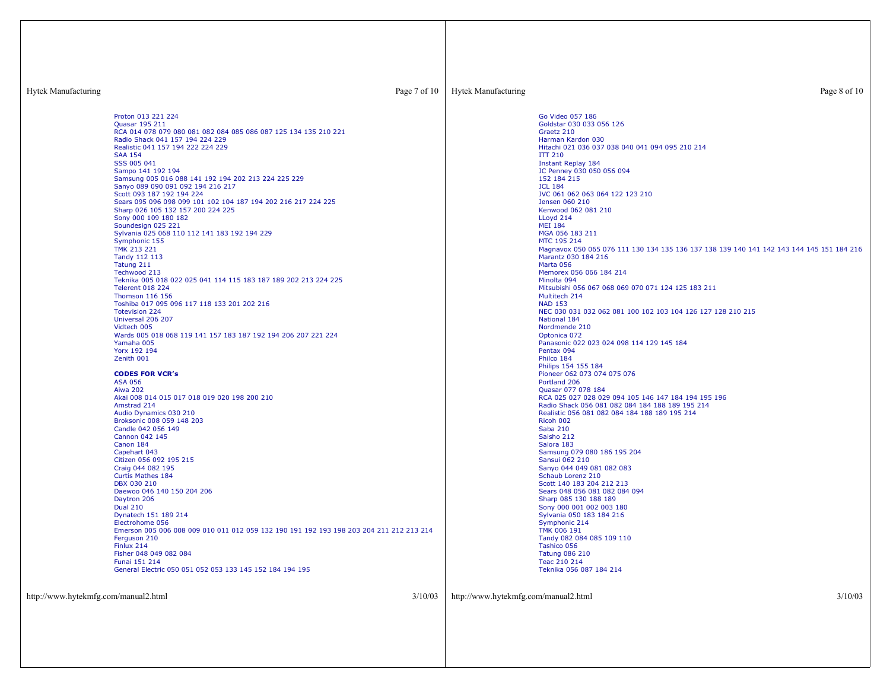Proton 013 221 224
Quasar 195 211
RCA 014 078 079 080 081 082 084 085 086 087 125 134 135 210 221
Radio Shack 041 157 194 224 229
Realistic 041 157 194 222 224 229
SAA 154
SSS 005 041
Sampo 141 192 194
Samsung 005 016 088 141 192 194 202 213 224 225 229
Sanyo 089 090 091 092 194 216 217
Scott 093 187 192 194 224
Sears 095 096 098 099 101 102 104 187 194 202 216 217 224 225
Sharp 026 105 132 157 200 224 225
Sony 000 109 180 182
Soundesign 025 221
Sylvania 025 068 110 112 141 183 192 194 229
Symphonic 155
TMK 213 221
Tandy 112 113
Tatung 211
Techwood 213
Teknika 005 018 022 025 041 114 115 183 187 189 202 213 224 225
Telerent 018 224
Thomson 116 156
Toshiba 017 095 096 117 118 133 201 202 216
Totevision 224
Universal 206 207
Vidtech 005
Wards 005 018 068 119 141 157 183 187 192 194 206 207 221 224
Yamaha 005
Yorx 192 194
Zenith 001

**CODES FOR VCR's**
ASA 056
Aiwa 202
Akai 008 014 015 017 018 019 020 198 200 210
Amstrad 214
Audio Dynamics 030 210
Broksonic 008 059 148 203
Candle 042 056 149
Cannon 042 145
Canon 184
Capehart 043
Citizen 056 092 195 215
Craig 044 082 195
Curtis Mathes 184
DBX 030 210
Daewoo 046 140 150 204 206
Daytron 206
Dual 210
Dynatech 151 189 214
Electrohome 056
Emerson 005 006 008 009 010 011 012 059 132 190 191 192 193 198 203 204 211 212 213 214
Ferguson 210
Finlux 214
Fisher 048 049 082 084
Funai 151 214
General Electric 050 051 052 053 133 145 152 184 194 195
Go Video 057 186
Goldstar 030 033 056 126
Graetz 210
Harman Kardon 030
Hitachi 021 036 037 038 040 041 094 095 210 214
ITT 210
Instant Replay 184
JC Penney 030 050 056 094
152 184 215
JCL 184
JVC 061 062 063 064 122 123 210
Jensen 060 210
Kenwood 062 081 210
LLoyd 214
MEI 184
MGA 056 183 211
MTC 195 214
Magnavox 050 065 076 111 130 134 135 136 137 138 139 140 141 142 143 144 145 151 184 216
Marantz 030 184 216
Marta 056
Memorex 056 066 184 214
Minolta 094
Mitsubishi 056 067 068 069 070 071 124 125 183 211
Multitech 214
NAD 153
NEC 030 031 032 062 081 100 102 103 104 126 127 128 210 215
National 184
Nordmende 210
Optonica 072
Panasonic 022 023 024 098 114 129 145 184
Pentax 094
Philco 184
Philips 154 155 184
Pioneer 062 073 074 075 076
Portland 206
Quasar 077 078 184
RCA 025 027 028 029 094 105 146 147 184 194 195 196
Radio Shack 056 081 082 084 184 188 189 195 214
Realistic 056 081 082 084 184 188 189 195 214
Ricoh 002
Saba 210
Saisho 212
Salora 183
Samsung 079 080 186 195 204
Sansui 062 210
Sanyo 044 049 081 082 083
Schaub Lorenz 210
Scott 140 183 204 212 213
Sears 048 056 081 082 084 094
Sharp 085 130 188 189
Sony 000 001 002 003 180
Sylvania 050 183 184 216
Symphonic 214
TMK 006 191
Tandy 082 084 085 109 110
Tashico 056
Tatung 086 210
Teac 210 214
Teknika 056 087 184 214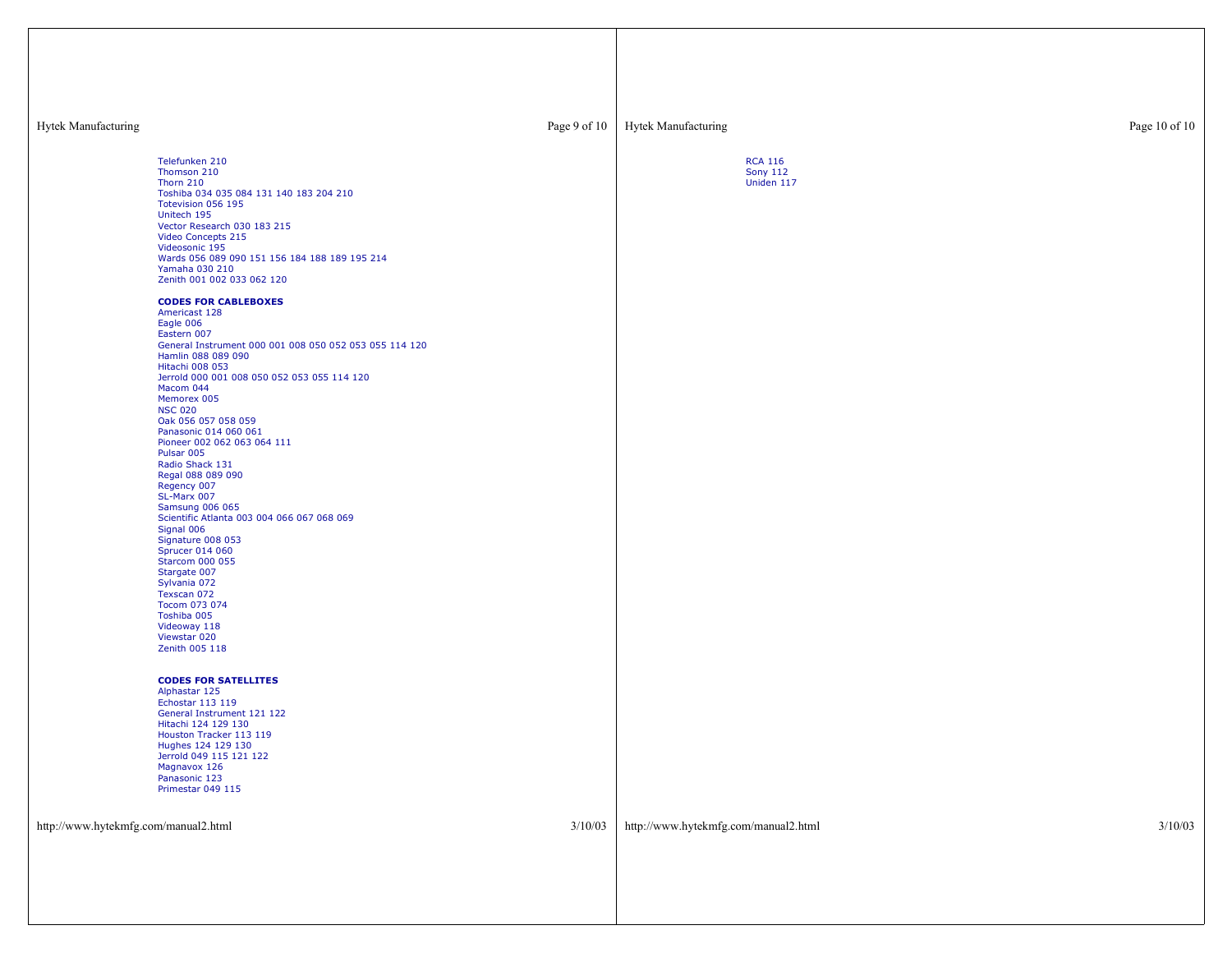Telefunken 210
Thomson 210
Thorn 210
Toshiba 034 035 084 131 140 183 204 210
Totevision 056 195
Unitech 195
Vector Research 030 183 215
Video Concepts 215
Videosonic 195
Wards 056 089 090 151 156 184 188 189 195 214
Yamaha 030 210
Zenith 001 002 033 062 120

**CODES FOR CABLEBOXES**

Americast 128
Eagle 006
Eastern 007
General Instrument 000 001 008 050 052 053 055 114 120
Hamlin 088 089 090
Hitachi 008 053
Jerrold 000 001 008 050 052 053 055 114 120
Macom 044
Memorex 005
NSC 020
Oak 056 057 058 059
Panasonic 014 060 061
Pioneer 002 062 063 064 111
Pulsar 005
Radio Shack 131
Regal 088 089 090
Regency 007
SL-Marx 007
Samsung 006 065
Scientific Atlanta 003 004 066 067 068 069
Signal 006
Signature 008 053
Sprucer 014 060
Starcom 000 055
Stargate 007
Sylvania 072
Texscan 072
Tocom 073 074
Toshiba 005
Videoway 118
Viewstar 020
Zenith 005 118

**CODES FOR SATELLITES**

Alphastar 125
Echostar 113 119
General Instrument 121 122
Hitachi 124 129 130
Houston Tracker 113 119
Hughes 124 129 130
Jerrold 049 115 121 122
Magnavox 126
Panasonic 123
Primestar 049 115
RCA 116
Sony 112
Uniden 117